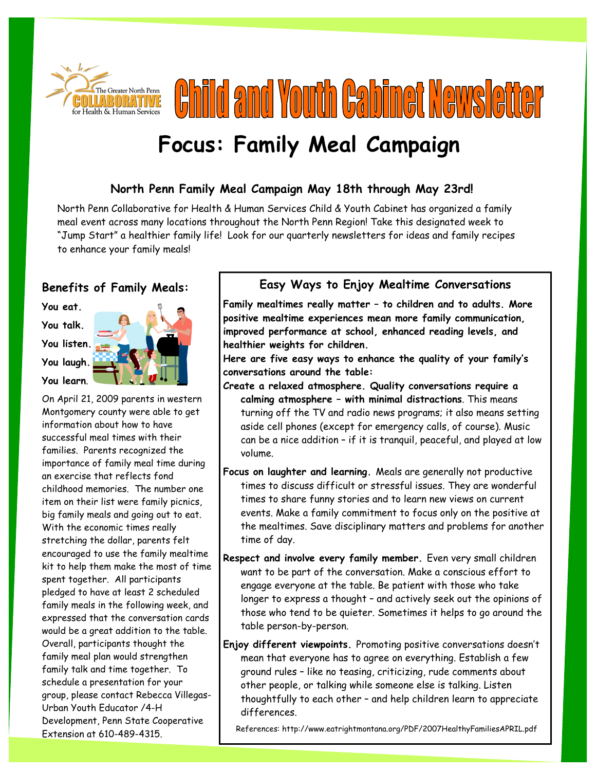The Greater North Penn COLLABORATIVE for Health & Human Services

# Child and Youth Cabinet Newsletter

## Focus: Family Meal Campaign

### North Penn Family Meal Campaign May 18th through May 23rd!

North Penn Collaborative for Health & Human Services Child & Youth Cabinet has organized a family meal event across many locations throughout the North Penn Region! Take this designated week to "Jump Start" a healthier family life! Look for our quarterly newsletters for ideas and family recipes to enhance your family meals!

### Benefits of Family Meals:

**You eat.**

**You talk.**

**You listen.**

**You laugh.**

**You learn.**

On April 21, 2009 parents in western Montgomery county were able to get information about how to have successful meal times with their families. Parents recognized the importance of family meal time during an exercise that reflects fond childhood memories. The number one item on their list were family picnics, big family meals and going out to eat. With the economic times really stretching the dollar, parents felt encouraged to use the family mealtime kit to help them make the most of time spent together. All participants pledged to have at least 2 scheduled family meals in the following week, and expressed that the conversation cards would be a great addition to the table. Overall, participants thought the family meal plan would strengthen family talk and time together. To schedule a presentation for your group, please contact Rebecca Villegas-Urban Youth Educator /4-H Development, Penn State Cooperative Extension at 610-489-4315.

### Easy Ways to Enjoy Mealtime Conversations

**Family mealtimes really matter – to children and to adults. More positive mealtime experiences mean more family communication, improved performance at school, enhanced reading levels, and healthier weights for children.**

**Here are five easy ways to enhance the quality of your family's conversations around the table:**

**Create a relaxed atmosphere. Quality conversations require a calming atmosphere – with minimal distractions**. This means turning off the TV and radio news programs; it also means setting aside cell phones (except for emergency calls, of course). Music can be a nice addition – if it is tranquil, peaceful, and played at low volume.

**Focus on laughter and learning.** Meals are generally not productive times to discuss difficult or stressful issues. They are wonderful times to share funny stories and to learn new views on current events. Make a family commitment to focus only on the positive at the mealtimes. Save disciplinary matters and problems for another time of day.

**Respect and involve every family member.** Even very small children want to be part of the conversation. Make a conscious effort to engage everyone at the table. Be patient with those who take longer to express a thought – and actively seek out the opinions of those who tend to be quieter. Sometimes it helps to go around the table person-by-person.

**Enjoy different viewpoints.** Promoting positive conversations doesn't mean that everyone has to agree on everything. Establish a few ground rules – like no teasing, criticizing, rude comments about other people, or talking while someone else is talking. Listen thoughtfully to each other – and help children learn to appreciate differences.

References: http://www.eatrightmontana.org/PDF/2007HealthyFamiliesAPRIL.pdf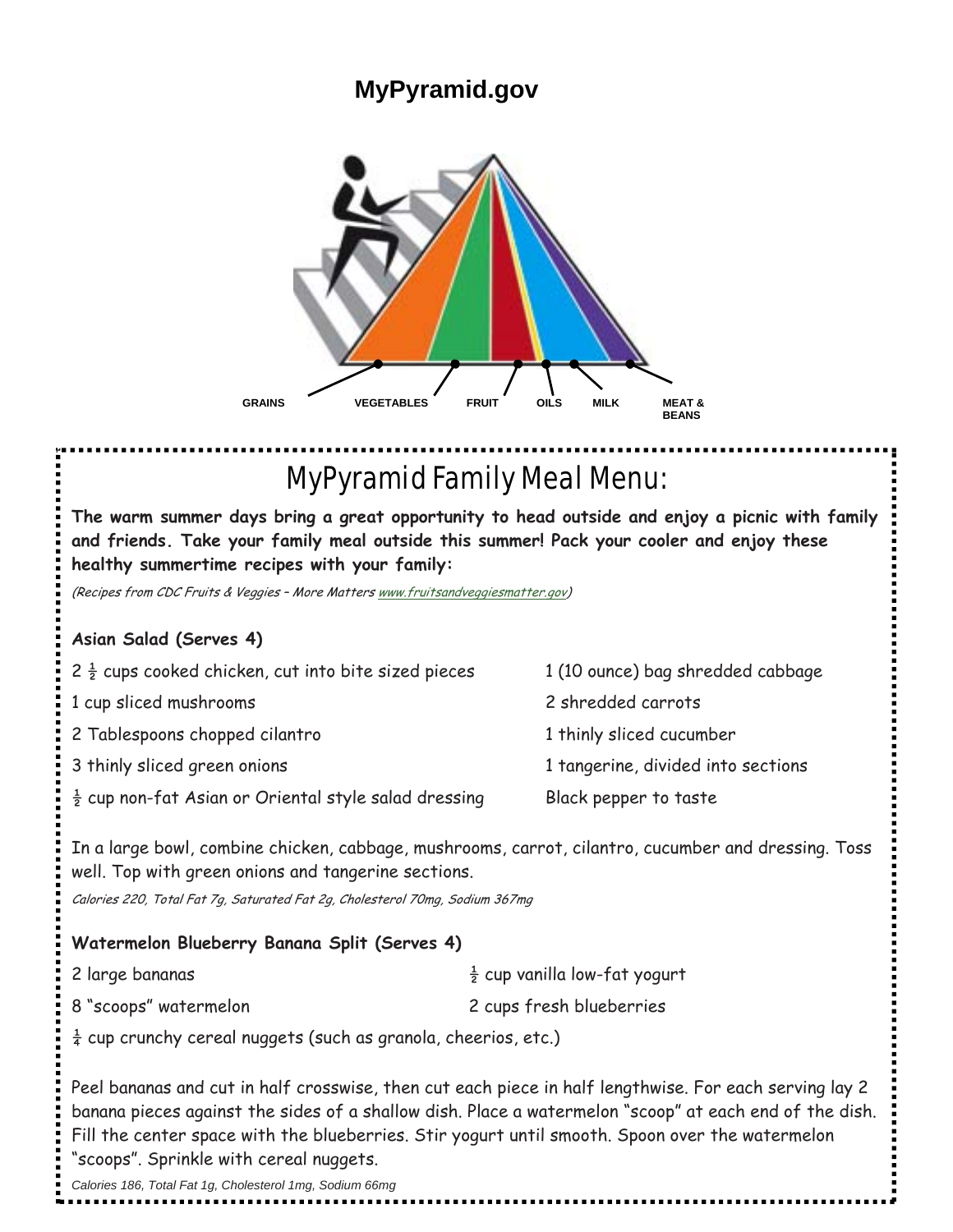# MyPyramid.gov

GRAINS VEGETABLES FRUIT OILS MILK MEAT & BEANS

## MyPyramid Family Meal Menu:

**The warm summer days bring a great opportunity to head outside and enjoy a picnic with family and friends. Take your family meal outside this summer! Pack your cooler and enjoy these healthy summertime recipes with your family:**

*(Recipes from CDC Fruits & Veggies – More Matters www.fruitsandveggiesmatter.gov)*

### Asian Salad (Serves 4)

- 2 ½ cups cooked chicken, cut into bite sized pieces
- 1 cup sliced mushrooms
- 2 Tablespoons chopped cilantro
- 3 thinly sliced green onions
- ½ cup non-fat Asian or Oriental style salad dressing
- 1 (10 ounce) bag shredded cabbage
- 2 shredded carrots
- 1 thinly sliced cucumber
- 1 tangerine, divided into sections
- Black pepper to taste

In a large bowl, combine chicken, cabbage, mushrooms, carrot, cilantro, cucumber and dressing. Toss well. Top with green onions and tangerine sections.

*Calories 220, Total Fat 7g, Saturated Fat 2g, Cholesterol 70mg, Sodium 367mg*

### Watermelon Blueberry Banana Split (Serves 4)

- 2 large bananas
- 8 "scoops" watermelon
- ½ cup vanilla low-fat yogurt
- 2 cups fresh blueberries
- ¼ cup crunchy cereal nuggets (such as granola, cheerios, etc.)

Peel bananas and cut in half crosswise, then cut each piece in half lengthwise. For each serving lay 2 banana pieces against the sides of a shallow dish. Place a watermelon "scoop" at each end of the dish. Fill the center space with the blueberries. Stir yogurt until smooth. Spoon over the watermelon "scoops". Sprinkle with cereal nuggets.

*Calories 186, Total Fat 1g, Cholesterol 1mg, Sodium 66mg*